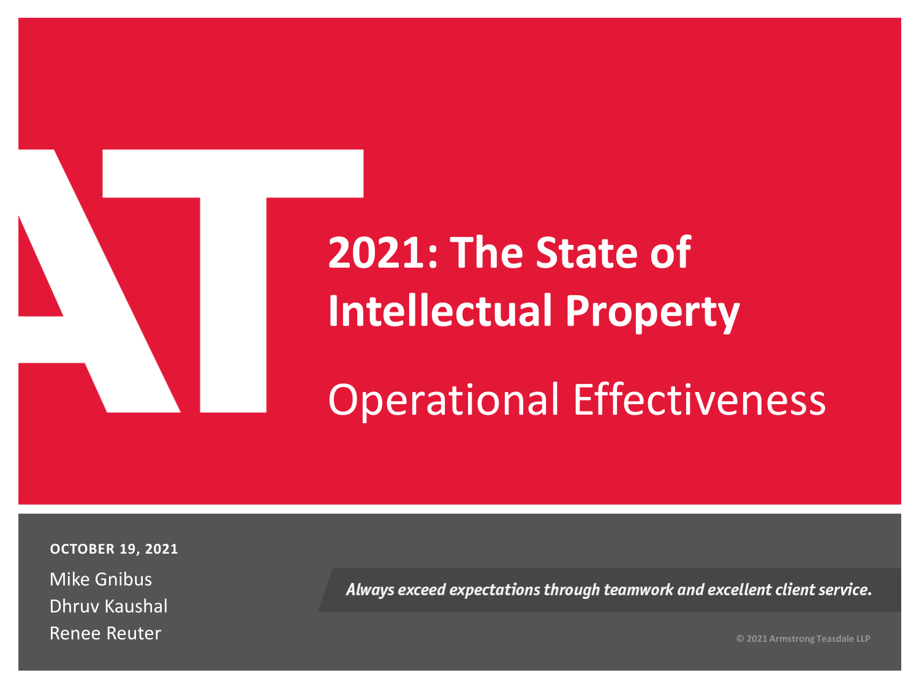# 2021: The State of Intellectual Property

## Operational Effectiveness

**OCTOBER 19, 2021**

Mike Gnibus
Dhruv Kaushal
Renee Reuter

*Always exceed expectations through teamwork and excellent client service.*

© 2021 Armstrong Teasdale LLP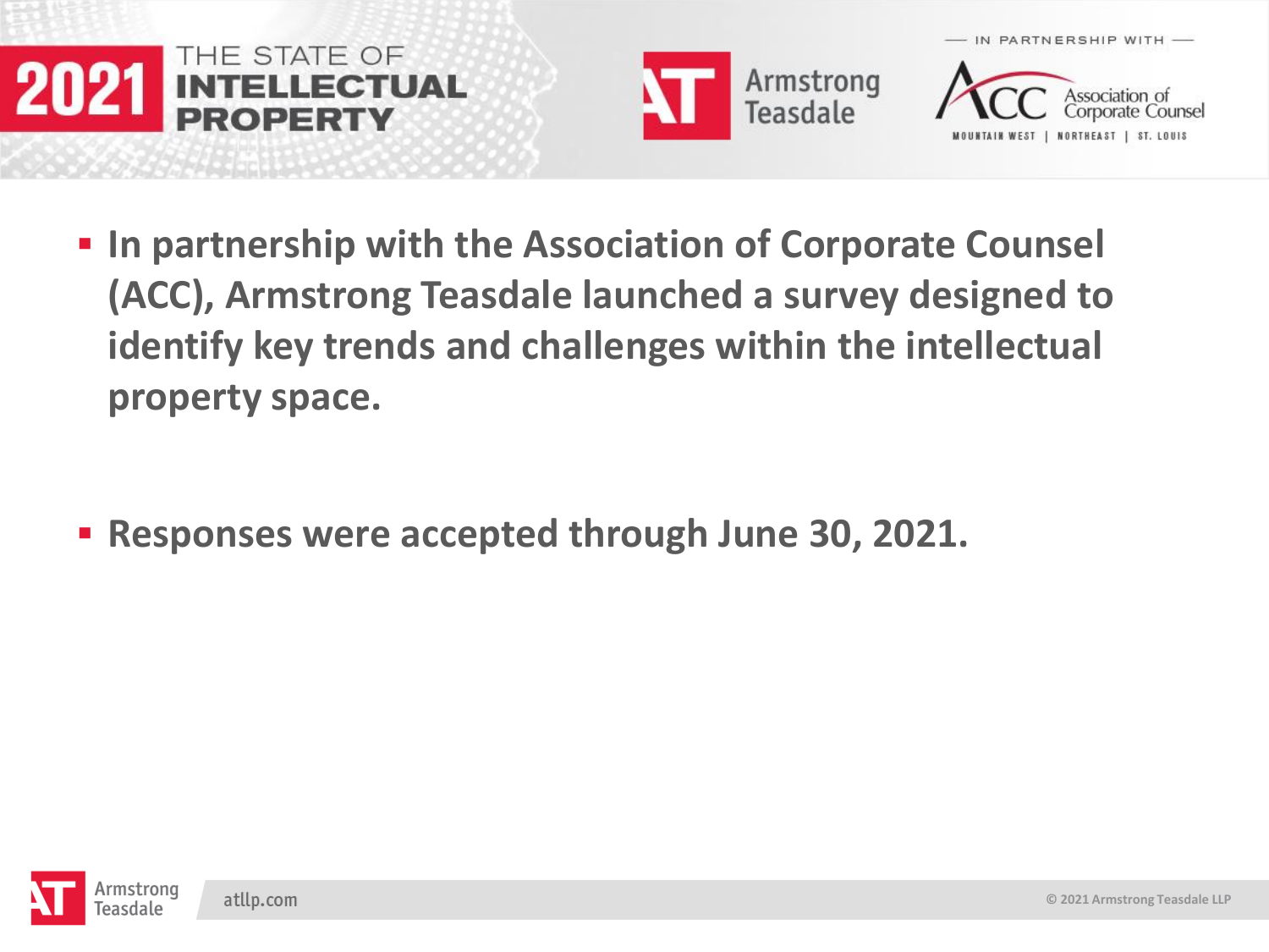- **In partnership with the Association of Corporate Counsel (ACC), Armstrong Teasdale launched a survey designed to identify key trends and challenges within the intellectual property space.**

- **Responses were accepted through June 30, 2021.**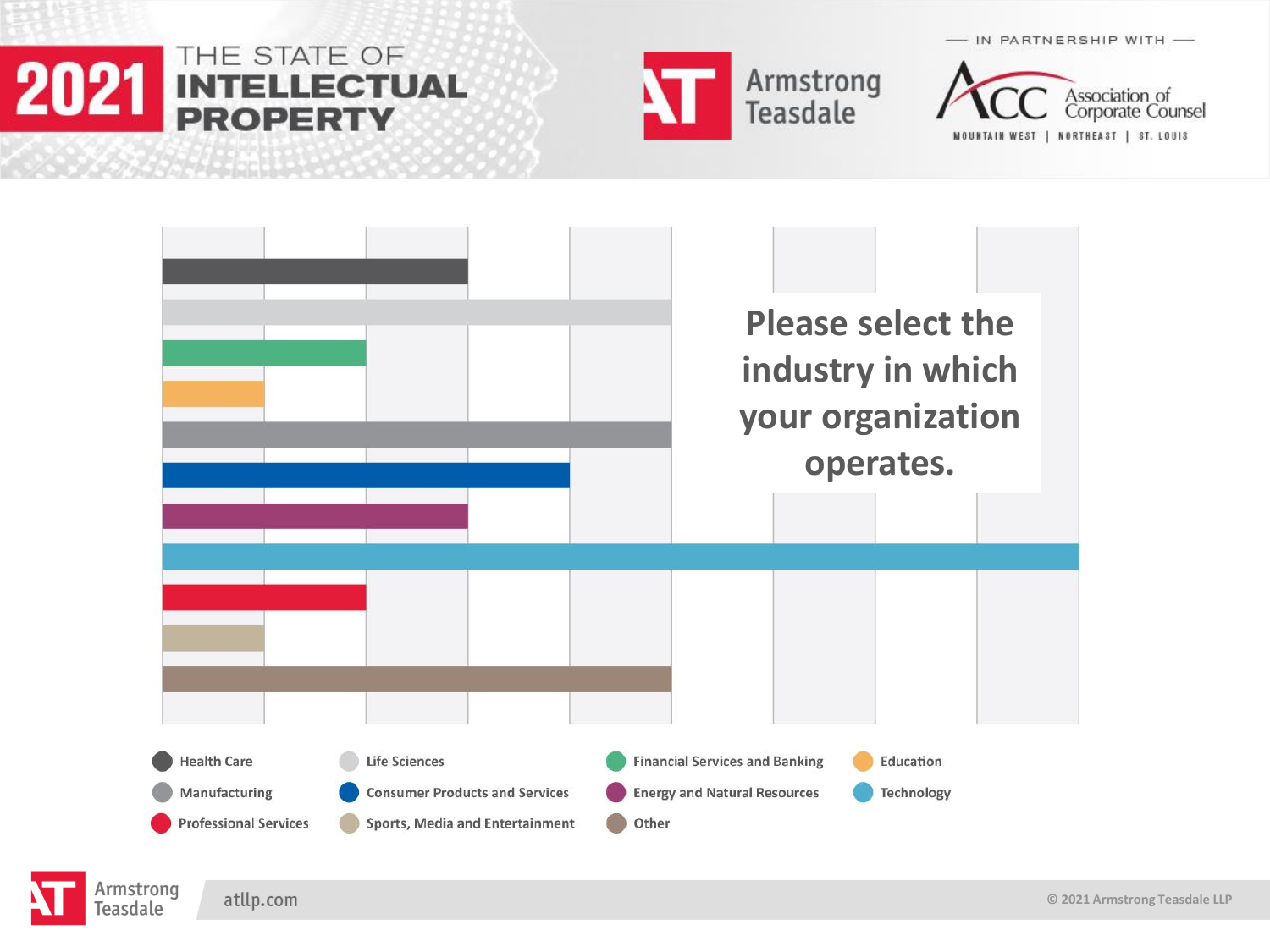# 2021 THE STATE OF INTELLECTUAL PROPERTY

Armstrong Teasdale

IN PARTNERSHIP WITH

ACC Association of Corporate Counsel

MOUNTAIN WEST | NORTHEAST | ST. LOUIS

## Please select the industry in which your organization operates.

- Health Care
- Life Sciences
- Financial Services and Banking
- Education
- Manufacturing
- Consumer Products and Services
- Energy and Natural Resources
- Technology
- Professional Services
- Sports, Media and Entertainment
- Other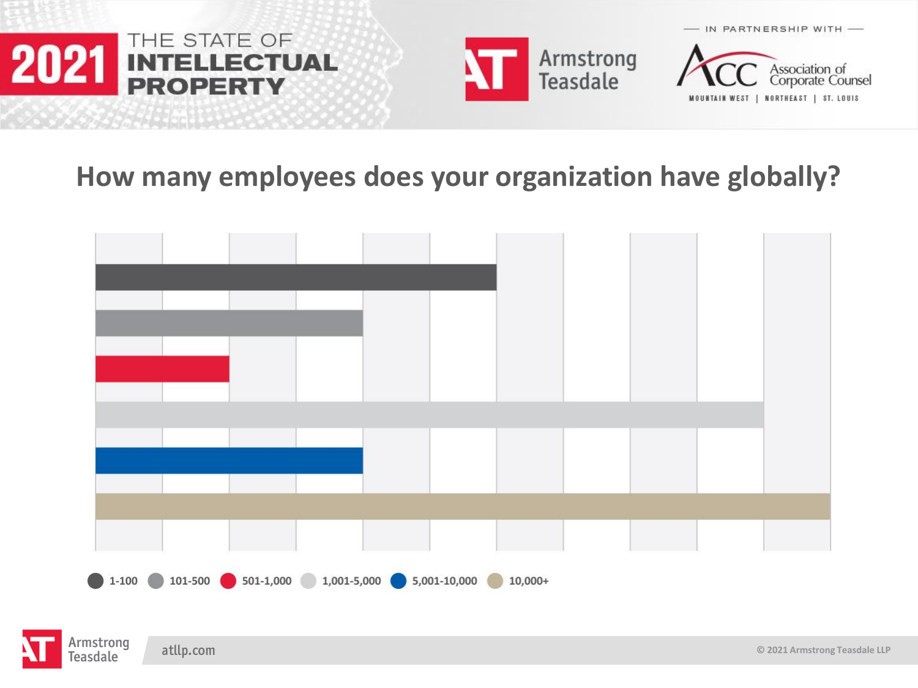## How many employees does your organization have globally?

1-100 | 101-500 | 501-1,000 | 1,001-5,000 | 5,001-10,000 | 10,000+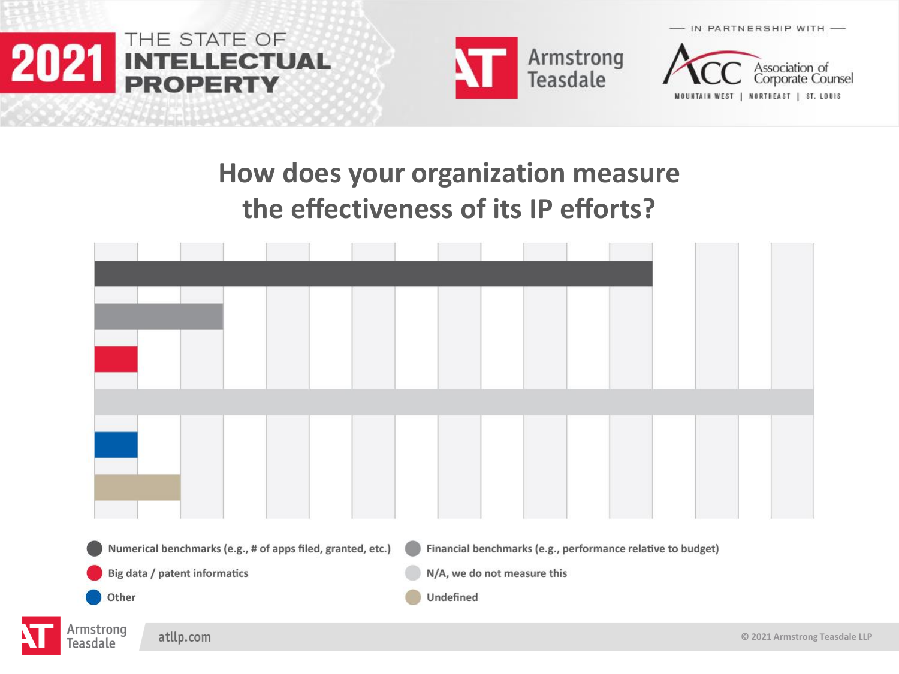# How does your organization measure the effectiveness of its IP efforts?

- Numerical benchmarks (e.g., # of apps filed, granted, etc.)
- Financial benchmarks (e.g., performance relative to budget)
- Big data / patent informatics
- N/A, we do not measure this
- Other
- Undefined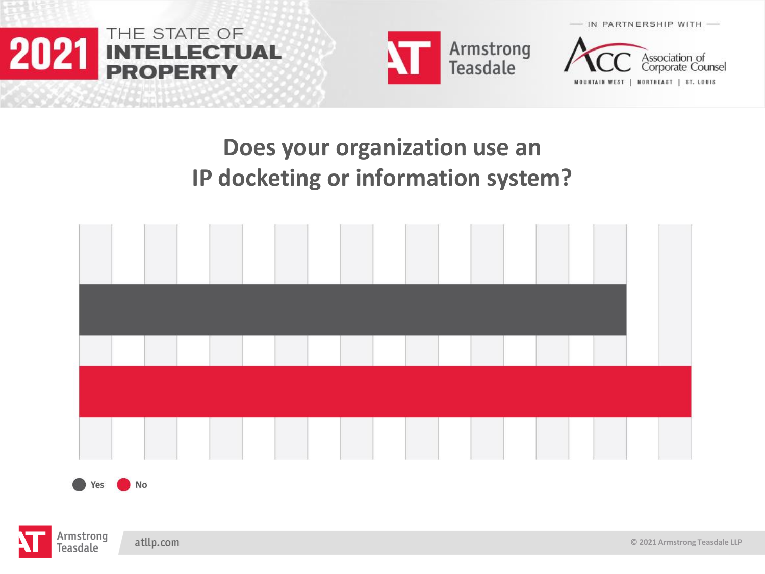# Does your organization use an IP docketing or information system?

Yes No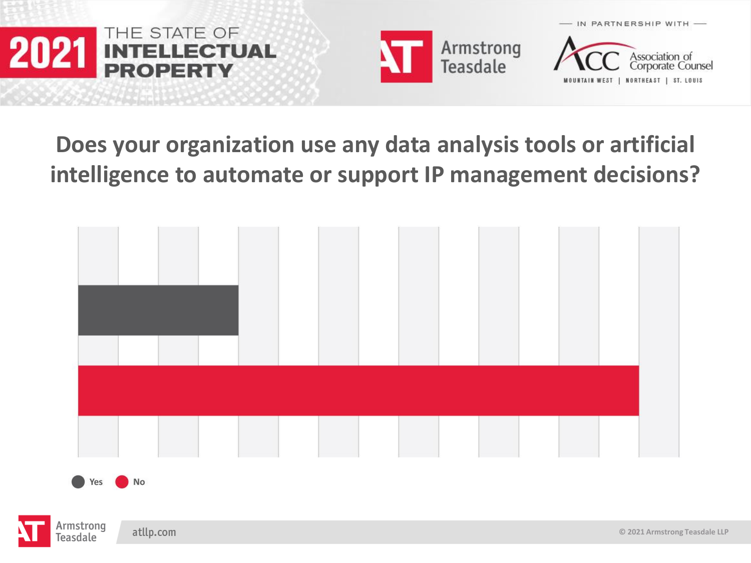# Does your organization use any data analysis tools or artificial intelligence to automate or support IP management decisions?

Yes · No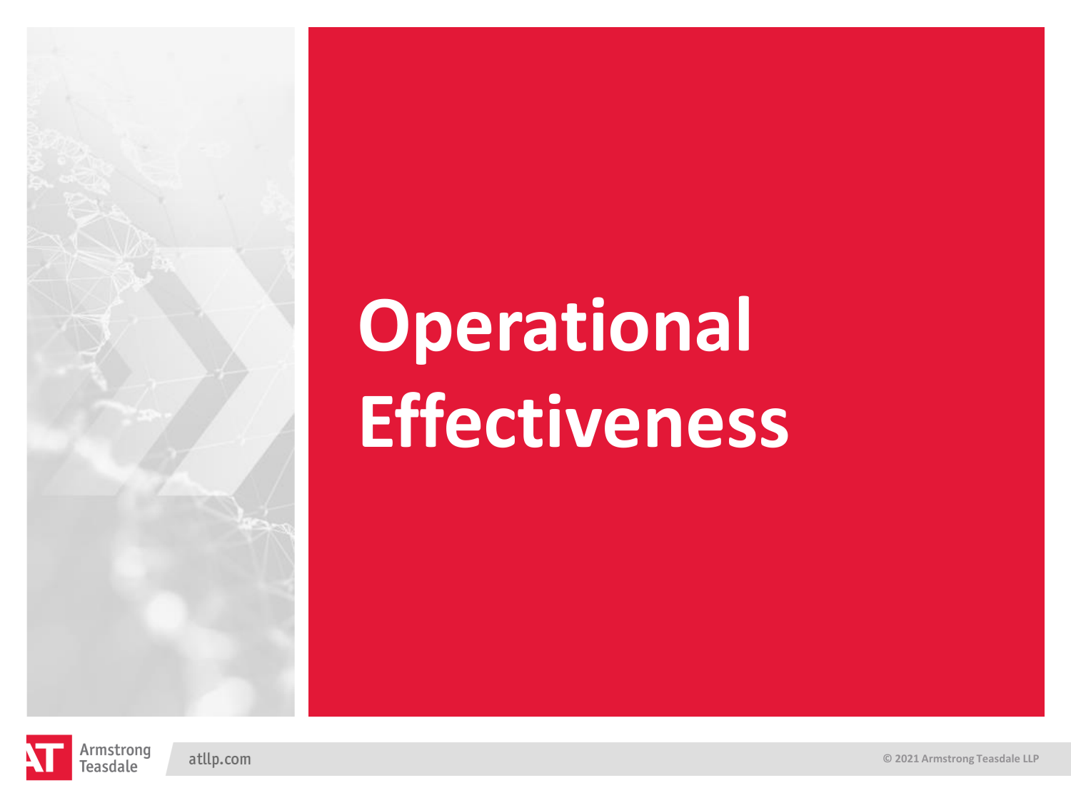# Operational Effectiveness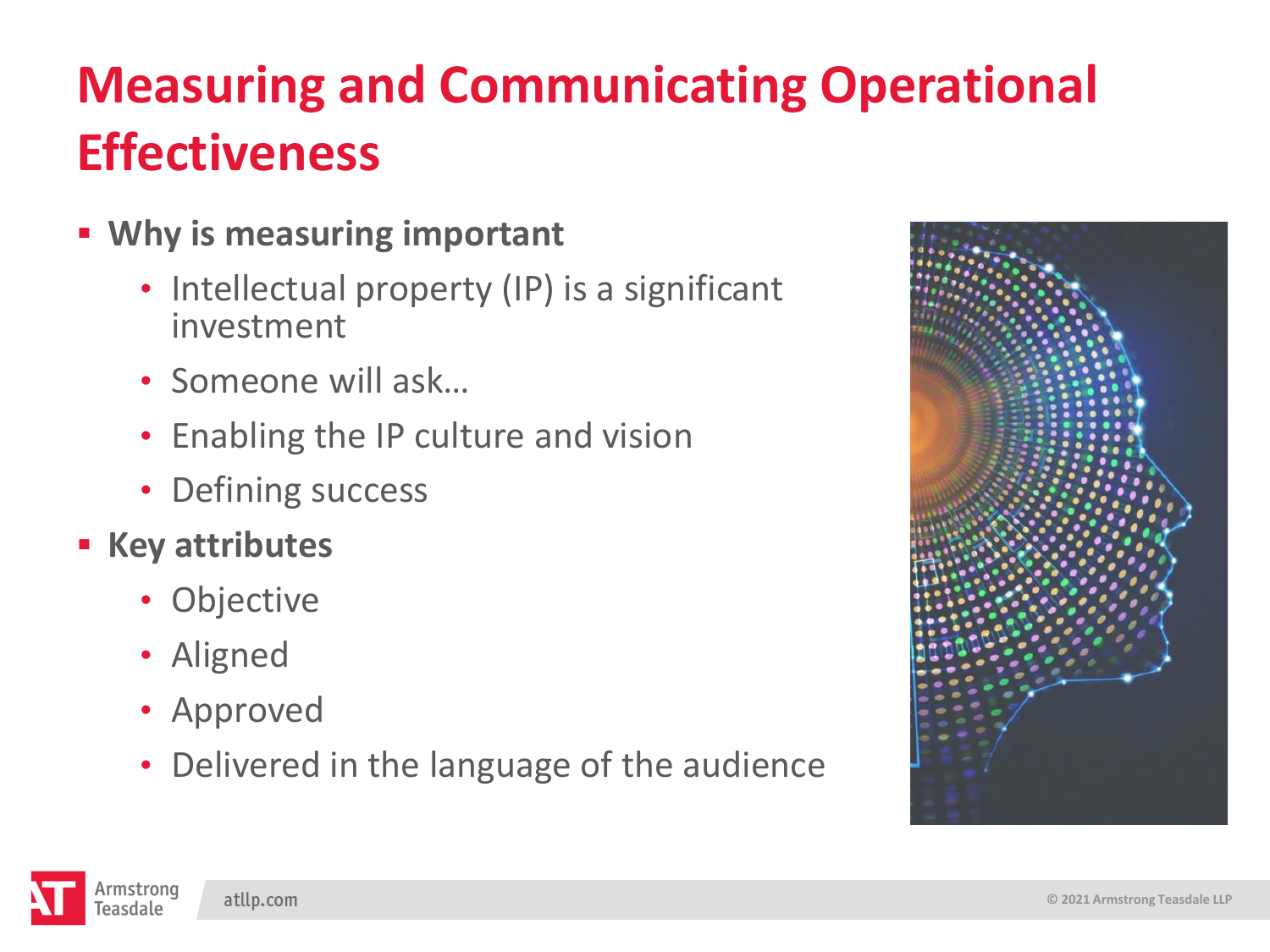# Measuring and Communicating Operational Effectiveness

- **Why is measuring important**
  - Intellectual property (IP) is a significant investment
  - Someone will ask…
  - Enabling the IP culture and vision
  - Defining success
- **Key attributes**
  - Objective
  - Aligned
  - Approved
  - Delivered in the language of the audience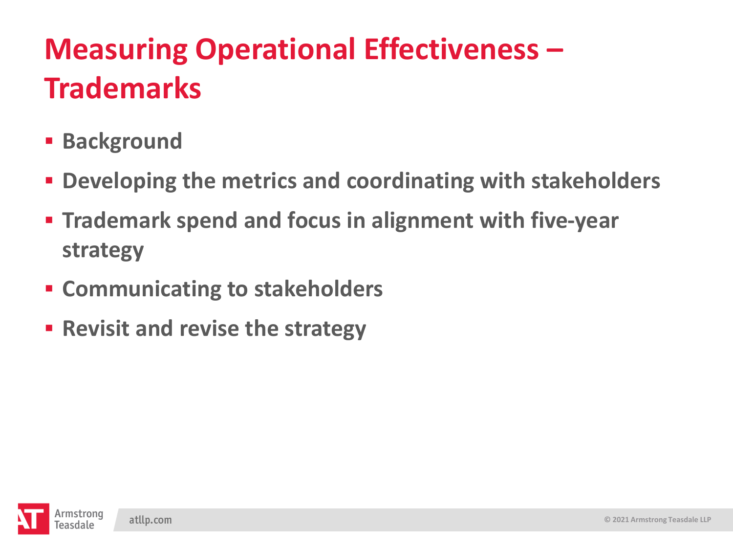# Measuring Operational Effectiveness – Trademarks

- Background
- Developing the metrics and coordinating with stakeholders
- Trademark spend and focus in alignment with five-year strategy
- Communicating to stakeholders
- Revisit and revise the strategy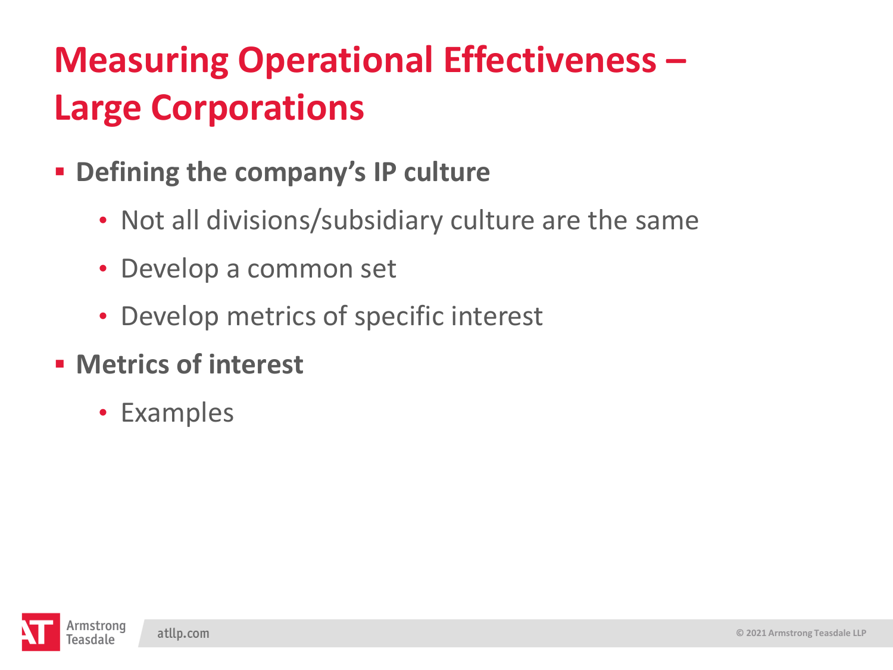# Measuring Operational Effectiveness – Large Corporations

- **Defining the company's IP culture**
  - Not all divisions/subsidiary culture are the same
  - Develop a common set
  - Develop metrics of specific interest
- **Metrics of interest**
  - Examples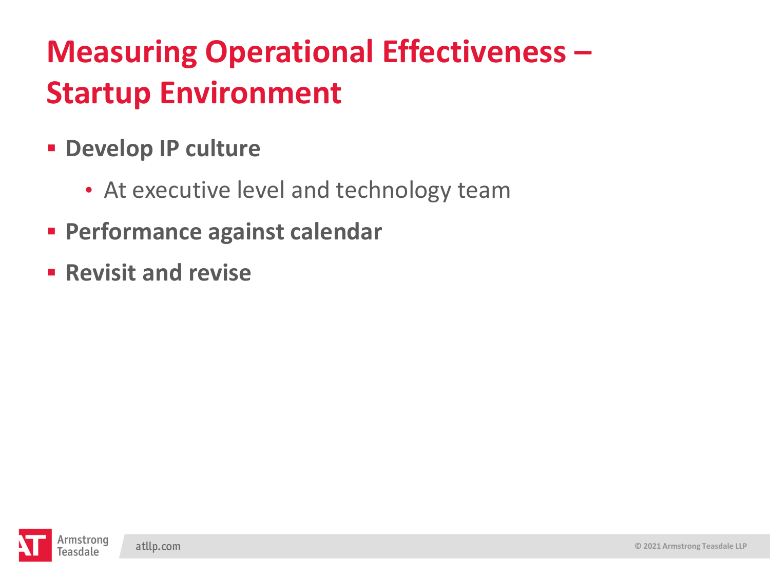# Measuring Operational Effectiveness – Startup Environment

- **Develop IP culture**
  - At executive level and technology team
- **Performance against calendar**
- **Revisit and revise**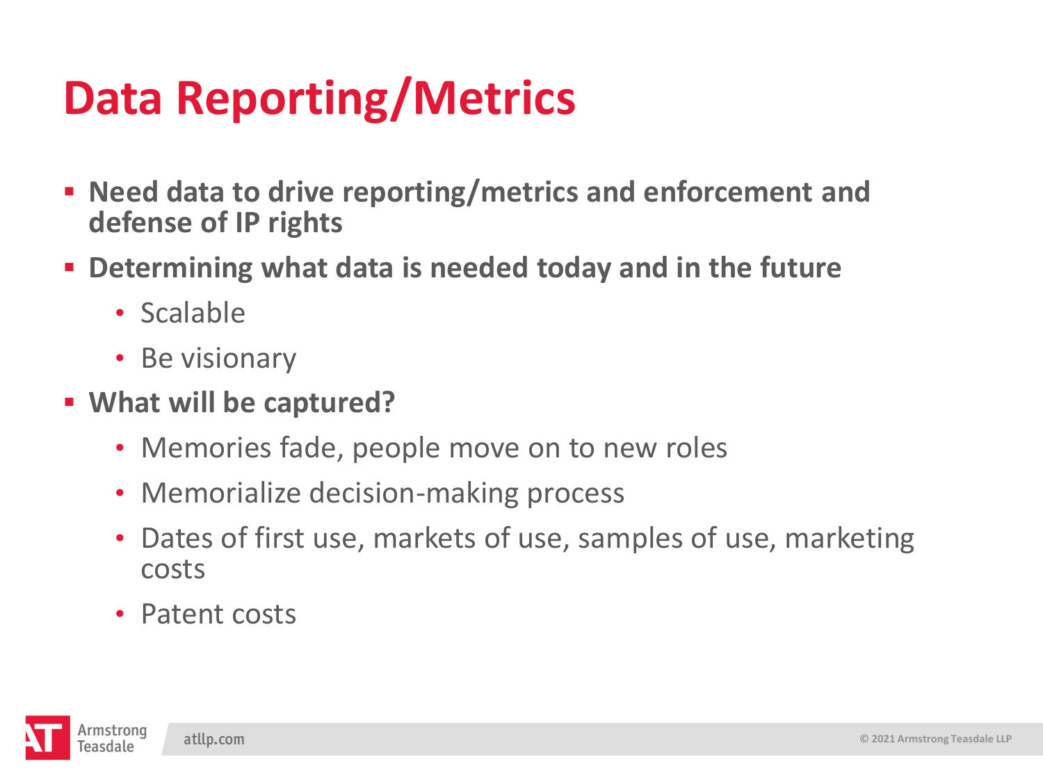# Data Reporting/Metrics

- **Need data to drive reporting/metrics and enforcement and defense of IP rights**
- **Determining what data is needed today and in the future**
  - Scalable
  - Be visionary
- **What will be captured?**
  - Memories fade, people move on to new roles
  - Memorialize decision-making process
  - Dates of first use, markets of use, samples of use, marketing costs
  - Patent costs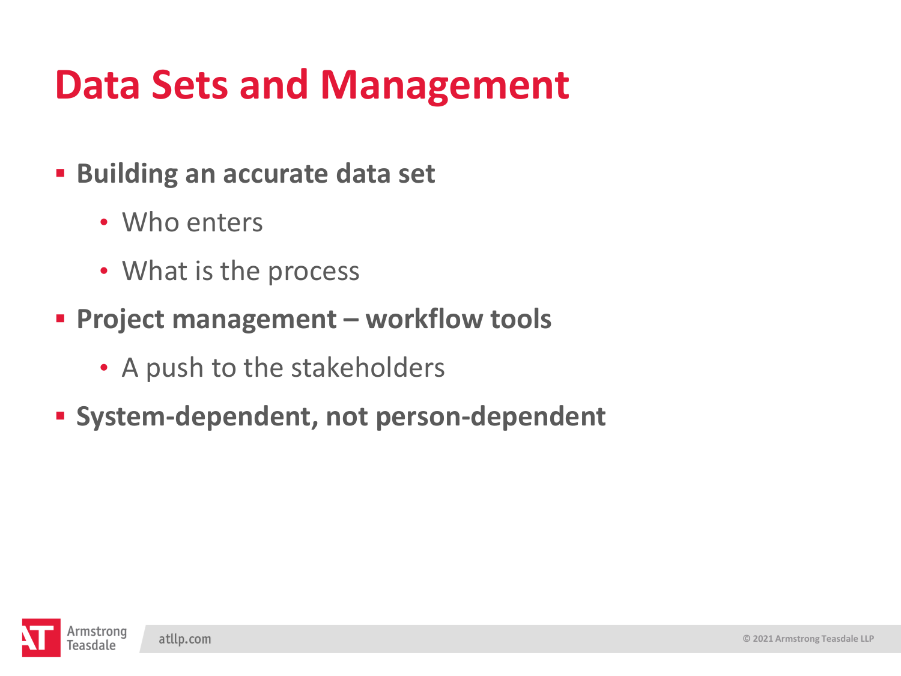# Data Sets and Management

- **Building an accurate data set**
  - Who enters
  - What is the process
- **Project management – workflow tools**
  - A push to the stakeholders
- **System-dependent, not person-dependent**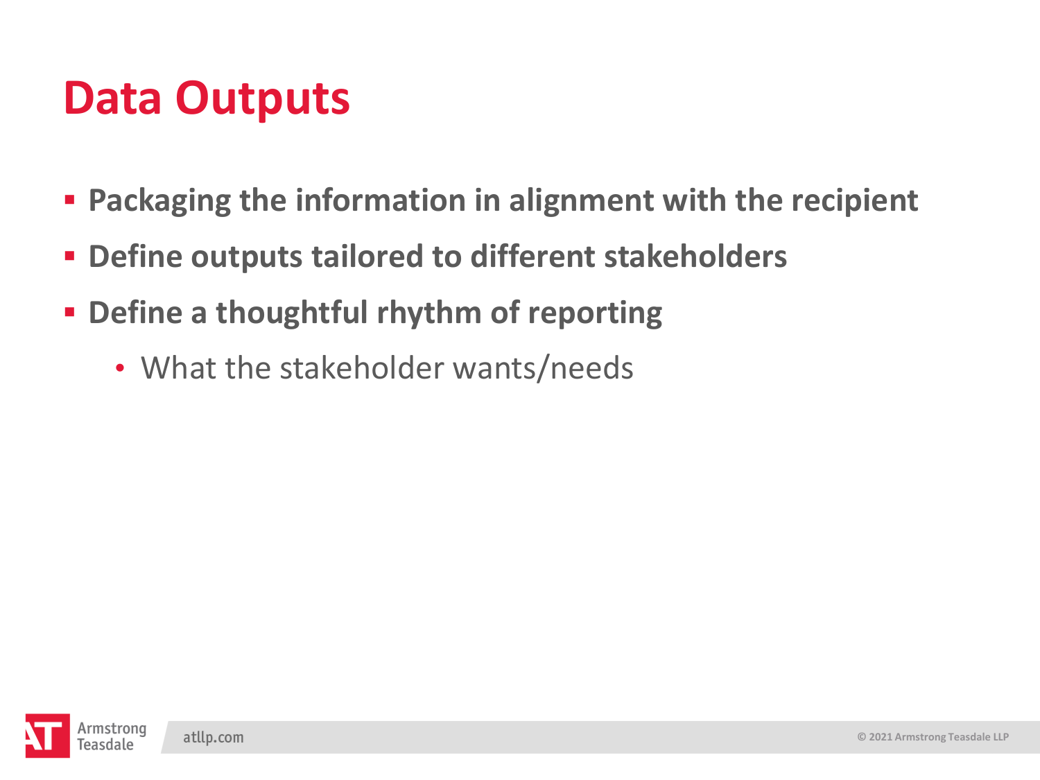# Data Outputs

- **Packaging the information in alignment with the recipient**
- **Define outputs tailored to different stakeholders**
- **Define a thoughtful rhythm of reporting**
  - What the stakeholder wants/needs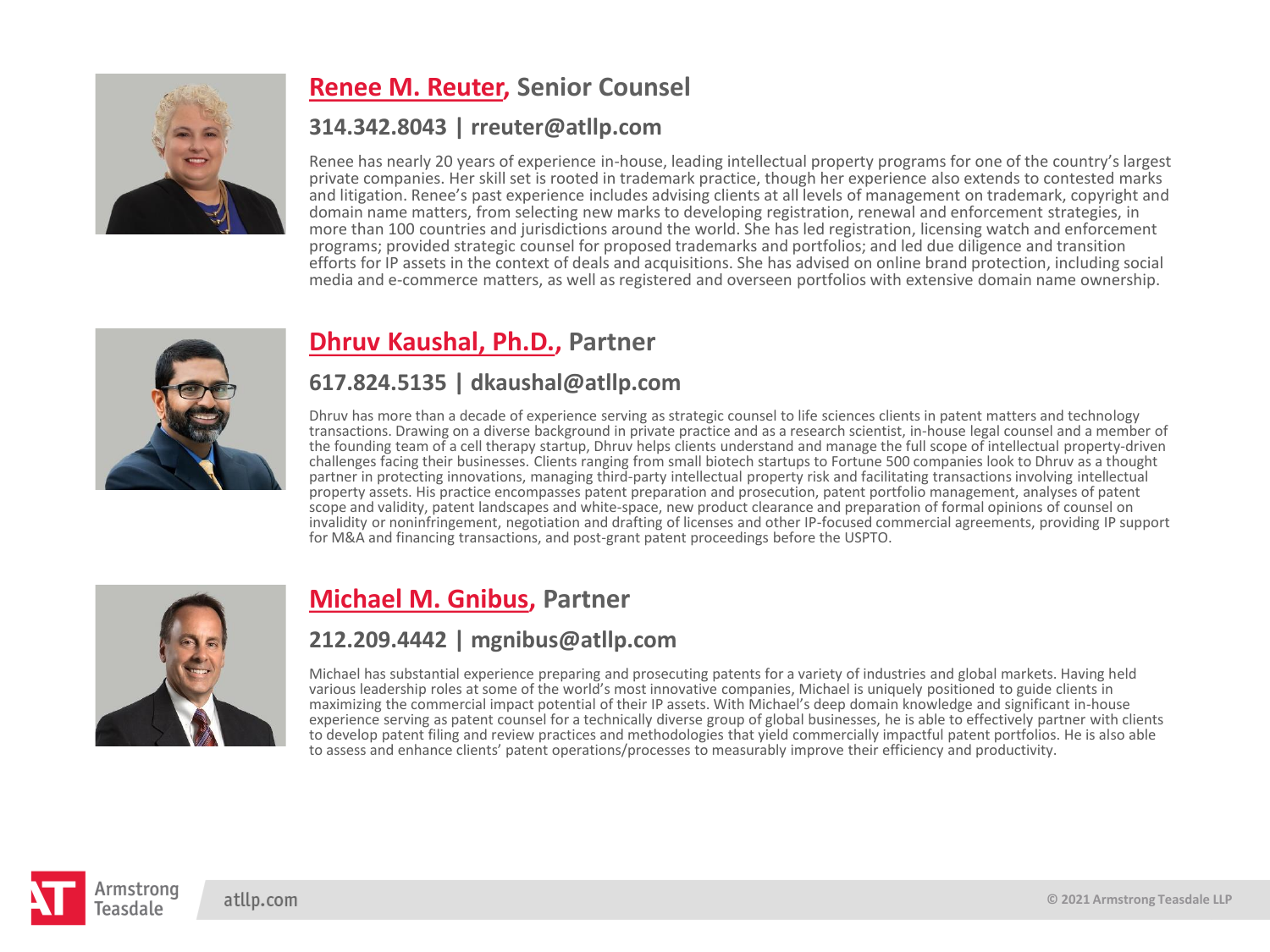## Renee M. Reuter, Senior Counsel

### 314.342.8043 | rreuter@atllp.com

Renee has nearly 20 years of experience in-house, leading intellectual property programs for one of the country's largest private companies. Her skill set is rooted in trademark practice, though her experience also extends to contested marks and litigation. Renee's past experience includes advising clients at all levels of management on trademark, copyright and domain name matters, from selecting new marks to developing registration, renewal and enforcement strategies, in more than 100 countries and jurisdictions around the world. She has led registration, licensing watch and enforcement programs; provided strategic counsel for proposed trademarks and portfolios; and led due diligence and transition efforts for IP assets in the context of deals and acquisitions. She has advised on online brand protection, including social media and e-commerce matters, as well as registered and overseen portfolios with extensive domain name ownership.

## Dhruv Kaushal, Ph.D., Partner

### 617.824.5135 | dkaushal@atllp.com

Dhruv has more than a decade of experience serving as strategic counsel to life sciences clients in patent matters and technology transactions. Drawing on a diverse background in private practice and as a research scientist, in-house legal counsel and a member of the founding team of a cell therapy startup, Dhruv helps clients understand and manage the full scope of intellectual property-driven challenges facing their businesses. Clients ranging from small biotech startups to Fortune 500 companies look to Dhruv as a thought partner in protecting innovations, managing third-party intellectual property risk and facilitating transactions involving intellectual property assets. His practice encompasses patent preparation and prosecution, patent portfolio management, analyses of patent scope and validity, patent landscapes and white-space, new product clearance and preparation of formal opinions of counsel on invalidity or noninfringement, negotiation and drafting of licenses and other IP-focused commercial agreements, providing IP support for M&A and financing transactions, and post-grant patent proceedings before the USPTO.

## Michael M. Gnibus, Partner

### 212.209.4442 | mgnibus@atllp.com

Michael has substantial experience preparing and prosecuting patents for a variety of industries and global markets. Having held various leadership roles at some of the world's most innovative companies, Michael is uniquely positioned to guide clients in maximizing the commercial impact potential of their IP assets. With Michael's deep domain knowledge and significant in-house experience serving as patent counsel for a technically diverse group of global businesses, he is able to effectively partner with clients to develop patent filing and review practices and methodologies that yield commercially impactful patent portfolios. He is also able to assess and enhance clients' patent operations/processes to measurably improve their efficiency and productivity.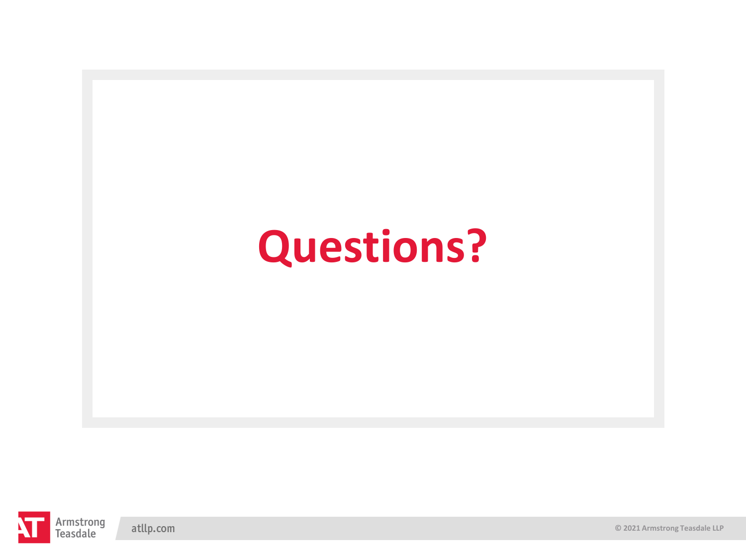# Questions?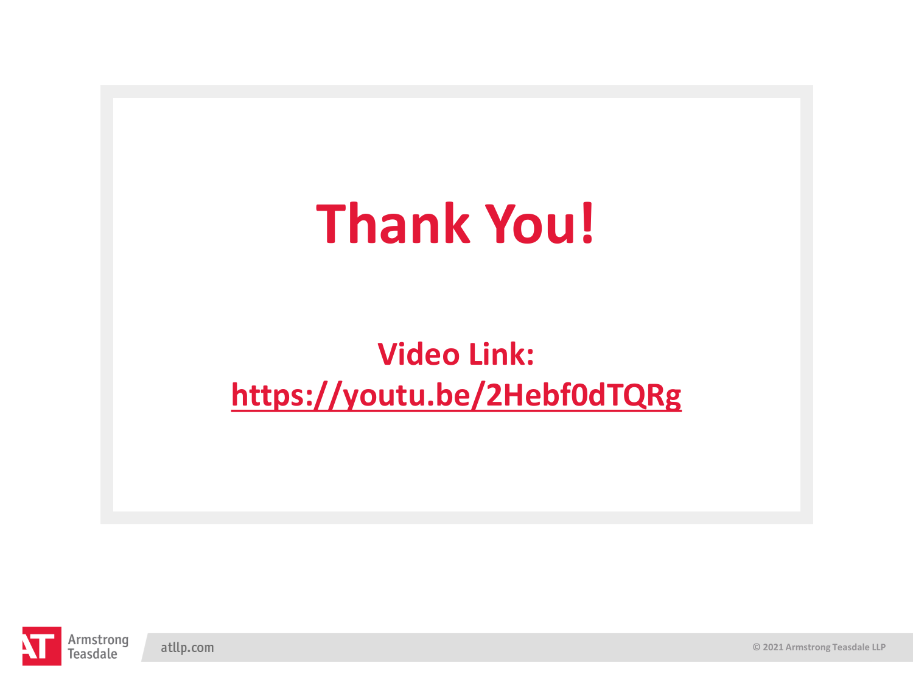# Thank You!

**Video Link:**
**https://youtu.be/2Hebf0dTQRg**